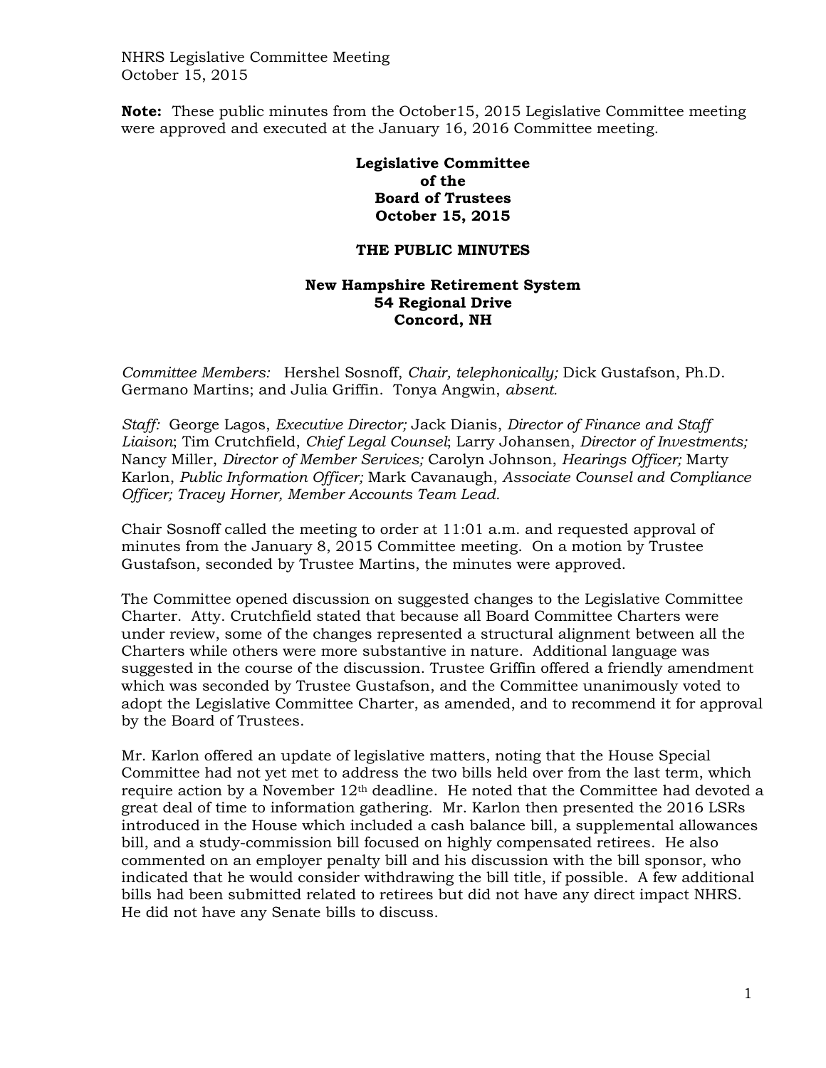NHRS Legislative Committee Meeting
October 15, 2015

**Note:** These public minutes from the October15, 2015 Legislative Committee meeting were approved and executed at the January 16, 2016 Committee meeting.

**Legislative Committee**
**of the**
**Board of Trustees**
**October 15, 2015**

**THE PUBLIC MINUTES**

**New Hampshire Retirement System**
**54 Regional Drive**
**Concord, NH**

*Committee Members:* Hershel Sosnoff, *Chair, telephonically;* Dick Gustafson, Ph.D. Germano Martins; and Julia Griffin. Tonya Angwin, *absent.*

*Staff:* George Lagos, *Executive Director;* Jack Dianis, *Director of Finance and Staff Liaison*; Tim Crutchfield, *Chief Legal Counsel*; Larry Johansen, *Director of Investments;* Nancy Miller, *Director of Member Services;* Carolyn Johnson, *Hearings Officer;* Marty Karlon, *Public Information Officer;* Mark Cavanaugh, *Associate Counsel and Compliance Officer; Tracey Horner, Member Accounts Team Lead.*

Chair Sosnoff called the meeting to order at 11:01 a.m. and requested approval of minutes from the January 8, 2015 Committee meeting. On a motion by Trustee Gustafson, seconded by Trustee Martins, the minutes were approved.

The Committee opened discussion on suggested changes to the Legislative Committee Charter. Atty. Crutchfield stated that because all Board Committee Charters were under review, some of the changes represented a structural alignment between all the Charters while others were more substantive in nature. Additional language was suggested in the course of the discussion. Trustee Griffin offered a friendly amendment which was seconded by Trustee Gustafson, and the Committee unanimously voted to adopt the Legislative Committee Charter, as amended, and to recommend it for approval by the Board of Trustees.

Mr. Karlon offered an update of legislative matters, noting that the House Special Committee had not yet met to address the two bills held over from the last term, which require action by a November 12th deadline. He noted that the Committee had devoted a great deal of time to information gathering. Mr. Karlon then presented the 2016 LSRs introduced in the House which included a cash balance bill, a supplemental allowances bill, and a study-commission bill focused on highly compensated retirees. He also commented on an employer penalty bill and his discussion with the bill sponsor, who indicated that he would consider withdrawing the bill title, if possible. A few additional bills had been submitted related to retirees but did not have any direct impact NHRS. He did not have any Senate bills to discuss.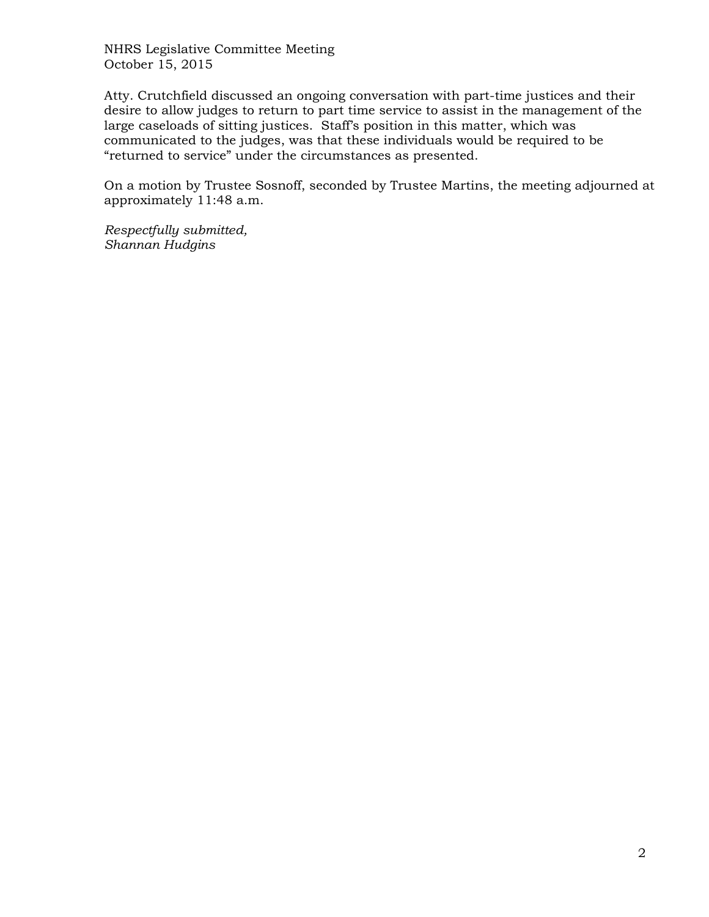Atty. Crutchfield discussed an ongoing conversation with part-time justices and their desire to allow judges to return to part time service to assist in the management of the large caseloads of sitting justices. Staff's position in this matter, which was communicated to the judges, was that these individuals would be required to be "returned to service" under the circumstances as presented.

On a motion by Trustee Sosnoff, seconded by Trustee Martins, the meeting adjourned at approximately 11:48 a.m.

*Respectfully submitted,*
*Shannan Hudgins*